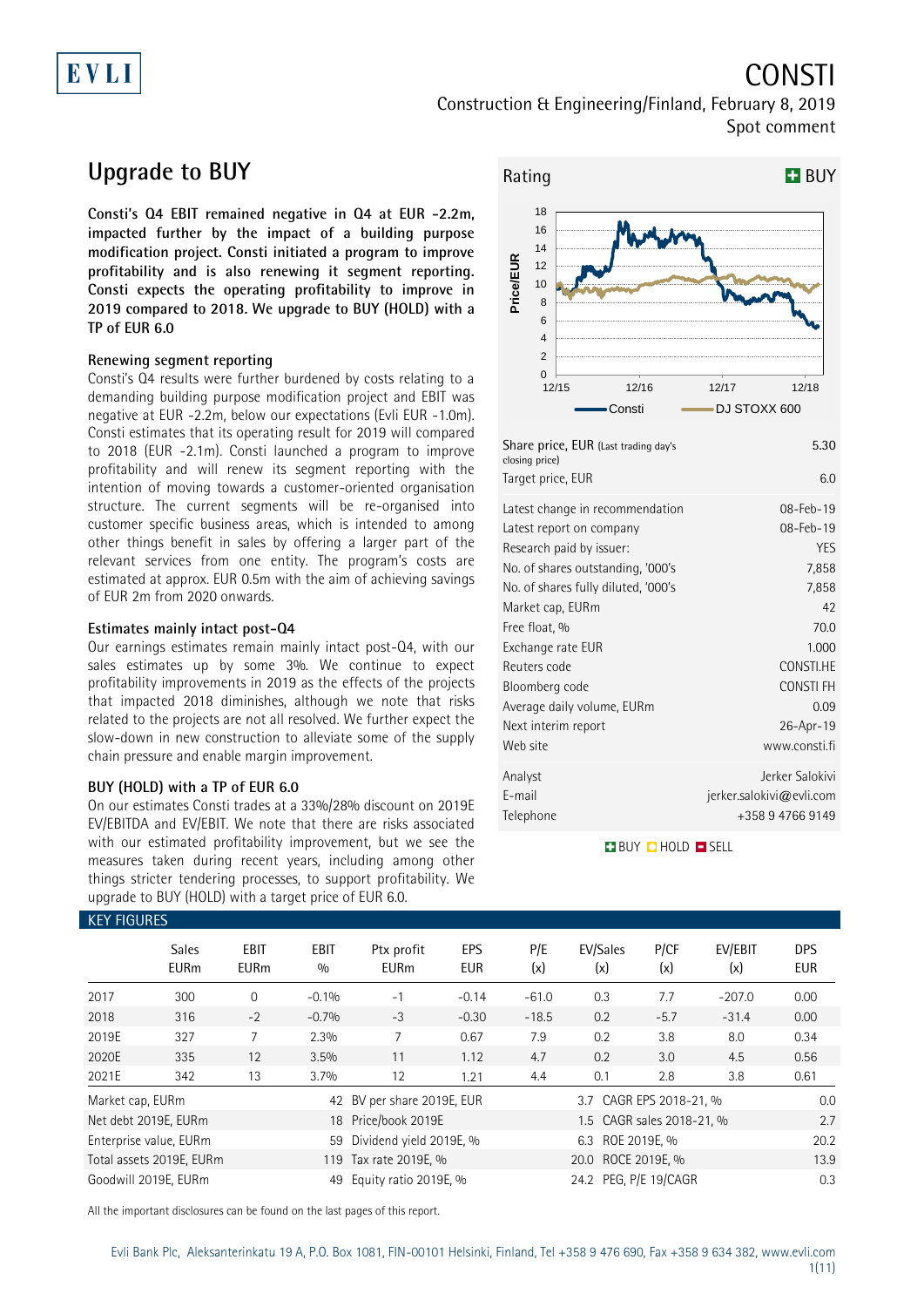EVLI

# CONSTI

Construction & Engineering/Finland, February 8, 2019

Spot comment

## Upgrade to BUY

**Consti's Q4 EBIT remained negative in Q4 at EUR -2.2m, impacted further by the impact of a building purpose modification project. Consti initiated a program to improve profitability and is also renewing it segment reporting. Consti expects the operating profitability to improve in 2019 compared to 2018. We upgrade to BUY (HOLD) with a TP of EUR 6.0**

### Renewing segment reporting

Consti's Q4 results were further burdened by costs relating to a demanding building purpose modification project and EBIT was negative at EUR -2.2m, below our expectations (Evli EUR -1.0m). Consti estimates that its operating result for 2019 will compared to 2018 (EUR -2.1m). Consti launched a program to improve profitability and will renew its segment reporting with the intention of moving towards a customer-oriented organisation structure. The current segments will be re-organised into customer specific business areas, which is intended to among other things benefit in sales by offering a larger part of the relevant services from one entity. The program's costs are estimated at approx. EUR 0.5m with the aim of achieving savings of EUR 2m from 2020 onwards.

### Estimates mainly intact post-Q4

Our earnings estimates remain mainly intact post-Q4, with our sales estimates up by some 3%. We continue to expect profitability improvements in 2019 as the effects of the projects that impacted 2018 diminishes, although we note that risks related to the projects are not all resolved. We further expect the slow-down in new construction to alleviate some of the supply chain pressure and enable margin improvement.

### BUY (HOLD) with a TP of EUR 6.0

On our estimates Consti trades at a 33%/28% discount on 2019E EV/EBITDA and EV/EBIT. We note that there are risks associated with our estimated profitability improvement, but we see the measures taken during recent years, including among other things stricter tendering processes, to support profitability. We upgrade to BUY (HOLD) with a target price of EUR 6.0.

Rating: BUY

| | |
|---|---|
| Share price, EUR (Last trading day's closing price) | 5.30 |
| Target price, EUR | 6.0 |
| Latest change in recommendation | 08-Feb-19 |
| Latest report on company | 08-Feb-19 |
| Research paid by issuer: | YES |
| No. of shares outstanding, '000's | 7,858 |
| No. of shares fully diluted, '000's | 7,858 |
| Market cap, EURm | 42 |
| Free float, % | 70.0 |
| Exchange rate EUR | 1.000 |
| Reuters code | CONSTI.HE |
| Bloomberg code | CONSTI FH |
| Average daily volume, EURm | 0.09 |
| Next interim report | 26-Apr-19 |
| Web site | www.consti.fi |
| Analyst | Jerker Salokivi |
| E-mail | jerker.salokivi@evli.com |
| Telephone | +358 9 4766 9149 |

BUY HOLD SELL

### KEY FIGURES

| | Sales EURm | EBIT EURm | EBIT % | Ptx profit EURm | EPS EUR | P/E (x) | EV/Sales (x) | P/CF (x) | EV/EBIT (x) | DPS EUR |
|---|---|---|---|---|---|---|---|---|---|---|
| 2017 | 300 | 0 | -0.1% | -1 | -0.14 | -61.0 | 0.3 | 7.7 | -207.0 | 0.00 |
| 2018 | 316 | -2 | -0.7% | -3 | -0.30 | -18.5 | 0.2 | -5.7 | -31.4 | 0.00 |
| 2019E | 327 | 7 | 2.3% | 7 | 0.67 | 7.9 | 0.2 | 3.8 | 8.0 | 0.34 |
| 2020E | 335 | 12 | 3.5% | 11 | 1.12 | 4.7 | 0.2 | 3.0 | 4.5 | 0.56 |
| 2021E | 342 | 13 | 3.7% | 12 | 1.21 | 4.4 | 0.1 | 2.8 | 3.8 | 0.61 |

| | | | | | |
|---|---|---|---|---|---|
| Market cap, EURm | 42 | BV per share 2019E, EUR | 3.7 | CAGR EPS 2018-21, % | 0.0 |
| Net debt 2019E, EURm | 18 | Price/book 2019E | 1.5 | CAGR sales 2018-21, % | 2.7 |
| Enterprise value, EURm | 59 | Dividend yield 2019E, % | 6.3 | ROE 2019E, % | 20.2 |
| Total assets 2019E, EURm | 119 | Tax rate 2019E, % | 20.0 | ROCE 2019E, % | 13.9 |
| Goodwill 2019E, EURm | 49 | Equity ratio 2019E, % | 24.2 | PEG, P/E 19/CAGR | 0.3 |

All the important disclosures can be found on the last pages of this report.

Evli Bank Plc, Aleksanterinkatu 19 A, P.O. Box 1081, FIN-00101 Helsinki, Finland, Tel +358 9 476 690, Fax +358 9 634 382, www.evli.com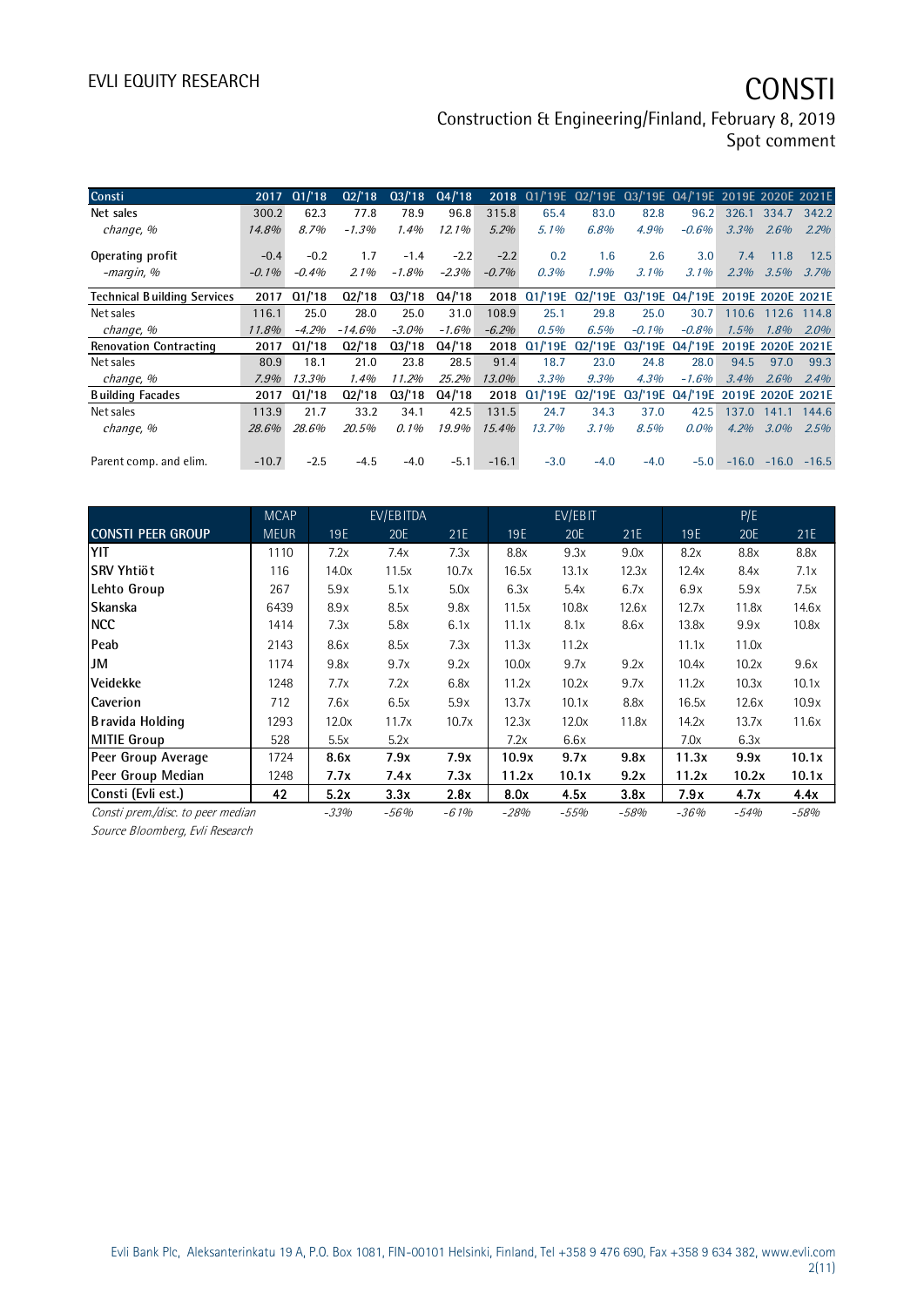| Consti | 2017 | Q1/'18 | Q2/'18 | Q3/'18 | Q4/'18 | 2018 | Q1/'19E | Q2/'19E | Q3/'19E | Q4/'19E | 2019E | 2020E | 2021E |
|---|---|---|---|---|---|---|---|---|---|---|---|---|---|
| Net sales | 300.2 | 62.3 | 77.8 | 78.9 | 96.8 | 315.8 | 65.4 | 83.0 | 82.8 | 96.2 | 326.1 | 334.7 | 342.2 |
| *change, %* | *14.8%* | *8.7%* | *-1.3%* | *1.4%* | *12.1%* | *5.2%* | *5.1%* | *6.8%* | *4.9%* | *-0.6%* | *3.3%* | *2.6%* | *2.2%* |
| Operating profit | -0.4 | -0.2 | 1.7 | -1.4 | -2.2 | -2.2 | 0.2 | 1.6 | 2.6 | 3.0 | 7.4 | 11.8 | 12.5 |
| *-margin, %* | *-0.1%* | *-0.4%* | *2.1%* | *-1.8%* | *-2.3%* | *-0.7%* | *0.3%* | *1.9%* | *3.1%* | *3.1%* | *2.3%* | *3.5%* | *3.7%* |
| **Technical Building Services** | **2017** | **Q1/'18** | **Q2/'18** | **Q3/'18** | **Q4/'18** | **2018** | **Q1/'19E** | **Q2/'19E** | **Q3/'19E** | **Q4/'19E** | **2019E** | **2020E** | **2021E** |
| Net sales | 116.1 | 25.0 | 28.0 | 25.0 | 31.0 | 108.9 | 25.1 | 29.8 | 25.0 | 30.7 | 110.6 | 112.6 | 114.8 |
| *change, %* | *11.8%* | *-4.2%* | *-14.6%* | *-3.0%* | *-1.6%* | *-6.2%* | *0.5%* | *6.5%* | *-0.1%* | *-0.8%* | *1.5%* | *1.8%* | *2.0%* |
| **Renovation Contracting** | **2017** | **Q1/'18** | **Q2/'18** | **Q3/'18** | **Q4/'18** | **2018** | **Q1/'19E** | **Q2/'19E** | **Q3/'19E** | **Q4/'19E** | **2019E** | **2020E** | **2021E** |
| Net sales | 80.9 | 18.1 | 21.0 | 23.8 | 28.5 | 91.4 | 18.7 | 23.0 | 24.8 | 28.0 | 94.5 | 97.0 | 99.3 |
| *change, %* | *7.9%* | *13.3%* | *1.4%* | *11.2%* | *25.2%* | *13.0%* | *3.3%* | *9.3%* | *4.3%* | *-1.6%* | *3.4%* | *2.6%* | *2.4%* |
| **Building Facades** | **2017** | **Q1/'18** | **Q2/'18** | **Q3/'18** | **Q4/'18** | **2018** | **Q1/'19E** | **Q2/'19E** | **Q3/'19E** | **Q4/'19E** | **2019E** | **2020E** | **2021E** |
| Net sales | 113.9 | 21.7 | 33.2 | 34.1 | 42.5 | 131.5 | 24.7 | 34.3 | 37.0 | 42.5 | 137.0 | 141.1 | 144.6 |
| *change, %* | *28.6%* | *28.6%* | *20.5%* | *0.1%* | *19.9%* | *15.4%* | *13.7%* | *3.1%* | *8.5%* | *0.0%* | *4.2%* | *3.0%* | *2.5%* |
| Parent comp. and elim. | -10.7 | -2.5 | -4.5 | -4.0 | -5.1 | -16.1 | -3.0 | -4.0 | -4.0 | -5.0 | -16.0 | -16.0 | -16.5 |

| | MCAP | EV/EBITDA | | | EV/EBIT | | | P/E | | |
|---|---|---|---|---|---|---|---|---|---|---|
| **CONSTI PEER GROUP** | MEUR | 19E | 20E | 21E | 19E | 20E | 21E | 19E | 20E | 21E |
| YIT | 1110 | 7.2x | 7.4x | 7.3x | 8.8x | 9.3x | 9.0x | 8.2x | 8.8x | 8.8x |
| SRV Yhtiöt | 116 | 14.0x | 11.5x | 10.7x | 16.5x | 13.1x | 12.3x | 12.4x | 8.4x | 7.1x |
| Lehto Group | 267 | 5.9x | 5.1x | 5.0x | 6.3x | 5.4x | 6.7x | 6.9x | 5.9x | 7.5x |
| Skanska | 6439 | 8.9x | 8.5x | 9.8x | 11.5x | 10.8x | 12.6x | 12.7x | 11.8x | 14.6x |
| NCC | 1414 | 7.3x | 5.8x | 6.1x | 11.1x | 8.1x | 8.6x | 13.8x | 9.9x | 10.8x |
| Peab | 2143 | 8.6x | 8.5x | 7.3x | 11.3x | 11.2x | | 11.1x | 11.0x | |
| JM | 1174 | 9.8x | 9.7x | 9.2x | 10.0x | 9.7x | 9.2x | 10.4x | 10.2x | 9.6x |
| Veidekke | 1248 | 7.7x | 7.2x | 6.8x | 11.2x | 10.2x | 9.7x | 11.2x | 10.3x | 10.1x |
| Caverion | 712 | 7.6x | 6.5x | 5.9x | 13.7x | 10.1x | 8.8x | 16.5x | 12.6x | 10.9x |
| Bravida Holding | 1293 | 12.0x | 11.7x | 10.7x | 12.3x | 12.0x | 11.8x | 14.2x | 13.7x | 11.6x |
| MITIE Group | 528 | 5.5x | 5.2x | | 7.2x | 6.6x | | 7.0x | 6.3x | |
| **Peer Group Average** | **1724** | **8.6x** | **7.9x** | **7.9x** | **10.9x** | **9.7x** | **9.8x** | **11.3x** | **9.9x** | **10.1x** |
| **Peer Group Median** | **1248** | **7.7x** | **7.4x** | **7.3x** | **11.2x** | **10.1x** | **9.2x** | **11.2x** | **10.2x** | **10.1x** |
| **Consti (Evli est.)** | **42** | **5.2x** | **3.3x** | **2.8x** | **8.0x** | **4.5x** | **3.8x** | **7.9x** | **4.7x** | **4.4x** |
| *Consti prem./disc. to peer median* | | *-33%* | *-56%* | *-61%* | *-28%* | *-55%* | *-58%* | *-36%* | *-54%* | *-58%* |

*Source Bloomberg, Evli Research*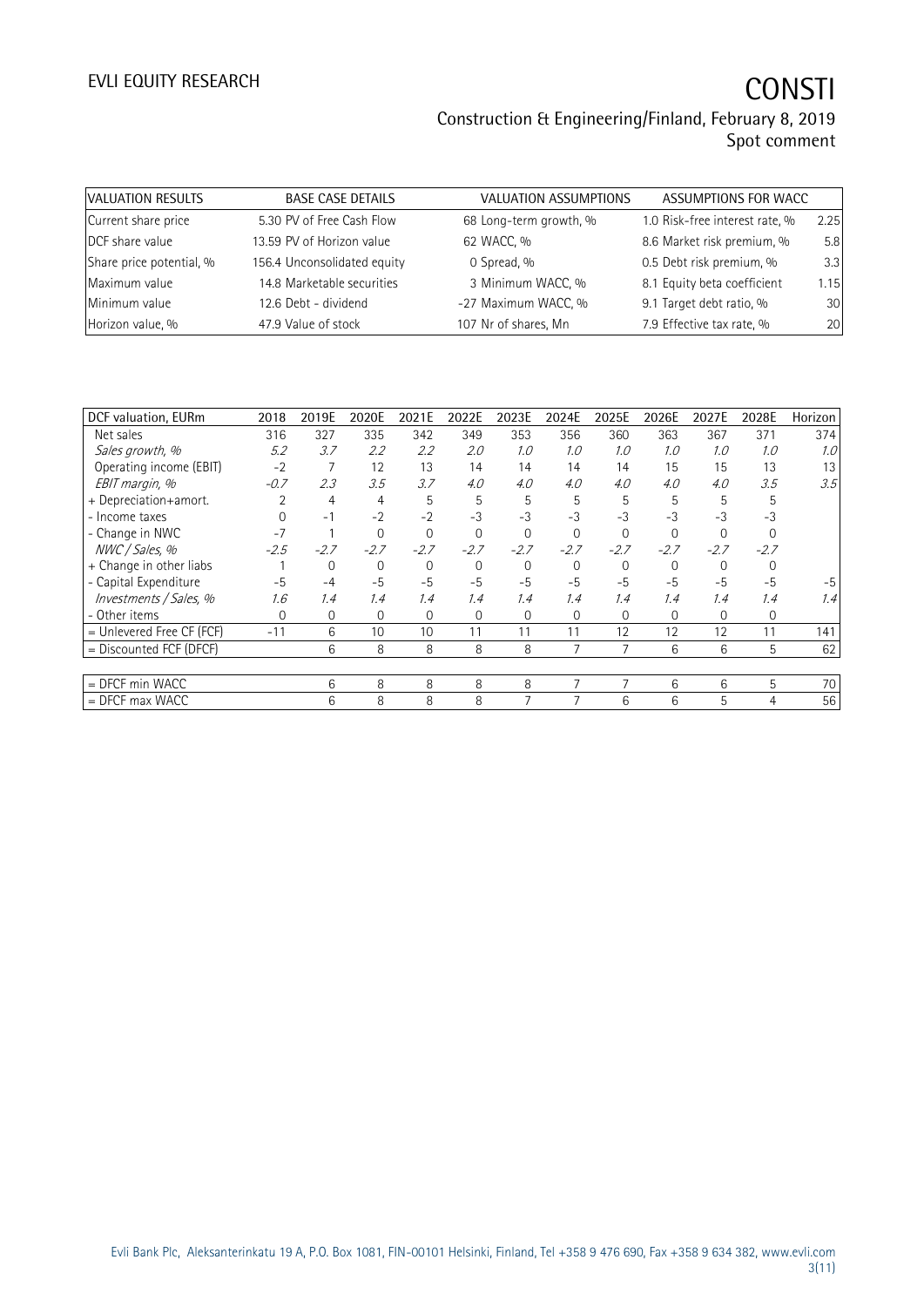| VALUATION RESULTS | BASE CASE DETAILS | | VALUATION ASSUMPTIONS | | ASSUMPTIONS FOR WACC | |
|---|---|---|---|---|---|---|
| Current share price | 5.30 | PV of Free Cash Flow | 68 | Long-term growth, % | 1.0 | Risk-free interest rate, % | 2.25 |
| DCF share value | 13.59 | PV of Horizon value | 62 | WACC, % | 8.6 | Market risk premium, % | 5.8 |
| Share price potential, % | 156.4 | Unconsolidated equity | 0 | Spread, % | 0.5 | Debt risk premium, % | 3.3 |
| Maximum value | 14.8 | Marketable securities | 3 | Minimum WACC, % | 8.1 | Equity beta coefficient | 1.15 |
| Minimum value | 12.6 | Debt - dividend | -27 | Maximum WACC, % | 9.1 | Target debt ratio, % | 30 |
| Horizon value, % | 47.9 | Value of stock | 107 | Nr of shares, Mn | 7.9 | Effective tax rate, % | 20 |

| DCF valuation, EURm | 2018 | 2019E | 2020E | 2021E | 2022E | 2023E | 2024E | 2025E | 2026E | 2027E | 2028E | Horizon |
|---|---|---|---|---|---|---|---|---|---|---|---|---|
| Net sales | 316 | 327 | 335 | 342 | 349 | 353 | 356 | 360 | 363 | 367 | 371 | 374 |
| *Sales growth, %* | *5.2* | *3.7* | *2.2* | *2.2* | *2.0* | *1.0* | *1.0* | *1.0* | *1.0* | *1.0* | *1.0* | *1.0* |
| Operating income (EBIT) | -2 | 7 | 12 | 13 | 14 | 14 | 14 | 14 | 15 | 15 | 13 | 13 |
| *EBIT margin, %* | *-0.7* | *2.3* | *3.5* | *3.7* | *4.0* | *4.0* | *4.0* | *4.0* | *4.0* | *4.0* | *3.5* | *3.5* |
| + Depreciation+amort. | 2 | 4 | 4 | 5 | 5 | 5 | 5 | 5 | 5 | 5 | 5 | |
| - Income taxes | 0 | -1 | -2 | -2 | -3 | -3 | -3 | -3 | -3 | -3 | -3 | |
| - Change in NWC | -7 | 1 | 0 | 0 | 0 | 0 | 0 | 0 | 0 | 0 | 0 | |
| *NWC / Sales, %* | *-2.5* | *-2.7* | *-2.7* | *-2.7* | *-2.7* | *-2.7* | *-2.7* | *-2.7* | *-2.7* | *-2.7* | *-2.7* | |
| + Change in other liabs | 1 | 0 | 0 | 0 | 0 | 0 | 0 | 0 | 0 | 0 | 0 | |
| - Capital Expenditure | -5 | -4 | -5 | -5 | -5 | -5 | -5 | -5 | -5 | -5 | -5 | -5 |
| *Investments / Sales, %* | *1.6* | *1.4* | *1.4* | *1.4* | *1.4* | *1.4* | *1.4* | *1.4* | *1.4* | *1.4* | *1.4* | *1.4* |
| - Other items | 0 | 0 | 0 | 0 | 0 | 0 | 0 | 0 | 0 | 0 | 0 | |
| = Unlevered Free CF (FCF) | -11 | 6 | 10 | 10 | 11 | 11 | 11 | 12 | 12 | 12 | 11 | 141 |
| = Discounted FCF (DFCF) | | 6 | 8 | 8 | 8 | 8 | 7 | 7 | 6 | 6 | 5 | 62 |
| | | | | | | | | | | | | |
| = DFCF min WACC | | 6 | 8 | 8 | 8 | 8 | 7 | 7 | 6 | 6 | 5 | 70 |
| = DFCF max WACC | | 6 | 8 | 8 | 8 | 7 | 7 | 6 | 6 | 5 | 4 | 56 |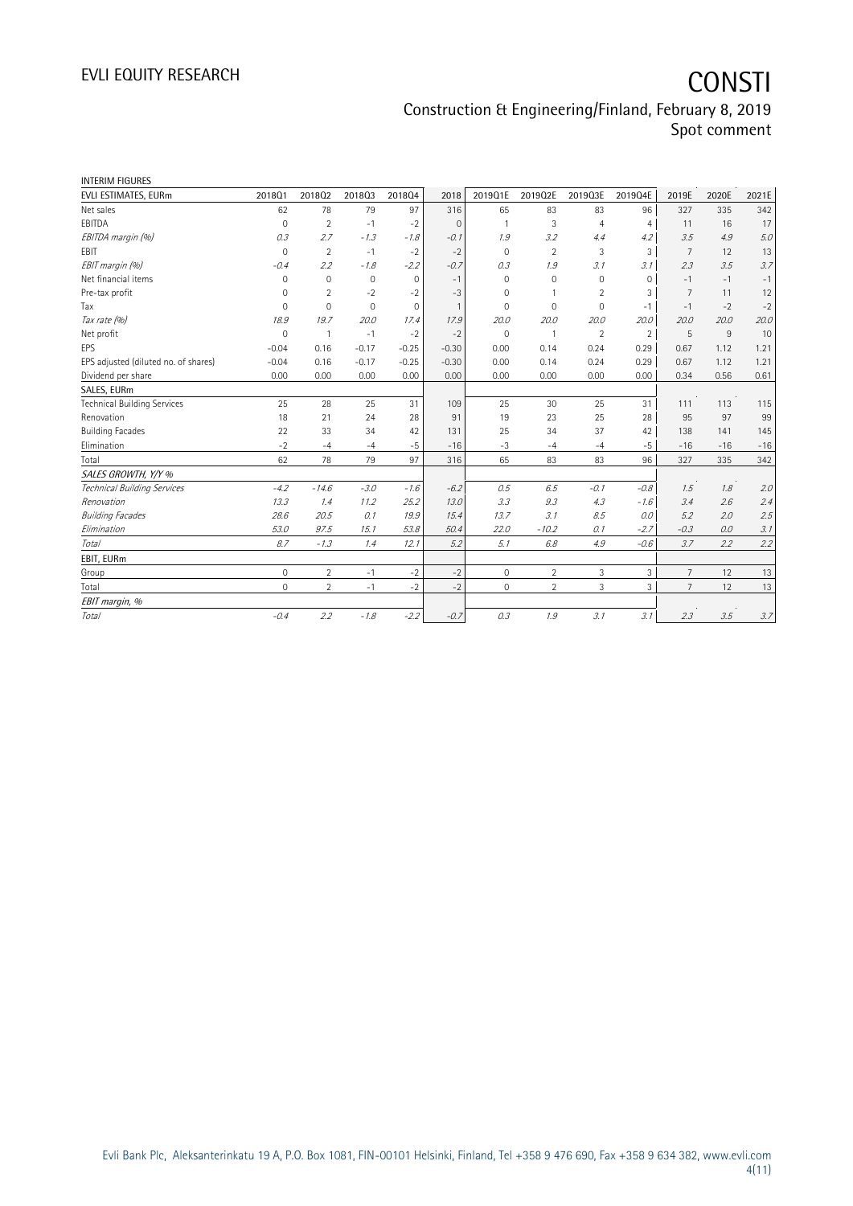INTERIM FIGURES

| EVLI ESTIMATES, EURm | 2018Q1 | 2018Q2 | 2018Q3 | 2018Q4 | 2018 | 2019Q1E | 2019Q2E | 2019Q3E | 2019Q4E | 2019E | 2020E | 2021E |
|---|---|---|---|---|---|---|---|---|---|---|---|---|
| Net sales | 62 | 78 | 79 | 97 | 316 | 65 | 83 | 83 | 96 | 327 | 335 | 342 |
| EBITDA | 0 | 2 | -1 | -2 | 0 | 1 | 3 | 4 | 4 | 11 | 16 | 17 |
| *EBITDA margin (%)* | *0.3* | *2.7* | *-1.3* | *-1.8* | *-0.1* | *1.9* | *3.2* | *4.4* | *4.2* | *3.5* | *4.9* | *5.0* |
| EBIT | 0 | 2 | -1 | -2 | -2 | 0 | 2 | 3 | 3 | 7 | 12 | 13 |
| *EBIT margin (%)* | *-0.4* | *2.2* | *-1.8* | *-2.2* | *-0.7* | *0.3* | *1.9* | *3.1* | *3.1* | *2.3* | *3.5* | *3.7* |
| Net financial items | 0 | 0 | 0 | 0 | -1 | 0 | 0 | 0 | 0 | -1 | -1 | -1 |
| Pre-tax profit | 0 | 2 | -2 | -2 | -3 | 0 | 1 | 2 | 3 | 7 | 11 | 12 |
| Tax | 0 | 0 | 0 | 0 | 1 | 0 | 0 | 0 | -1 | -1 | -2 | -2 |
| *Tax rate (%)* | *18.9* | *19.7* | *20.0* | *17.4* | *17.9* | *20.0* | *20.0* | *20.0* | *20.0* | *20.0* | *20.0* | *20.0* |
| Net profit | 0 | 1 | -1 | -2 | -2 | 0 | 1 | 2 | 2 | 5 | 9 | 10 |
| EPS | -0.04 | 0.16 | -0.17 | -0.25 | -0.30 | 0.00 | 0.14 | 0.24 | 0.29 | 0.67 | 1.12 | 1.21 |
| EPS adjusted (diluted no. of shares) | -0.04 | 0.16 | -0.17 | -0.25 | -0.30 | 0.00 | 0.14 | 0.24 | 0.29 | 0.67 | 1.12 | 1.21 |
| Dividend per share | 0.00 | 0.00 | 0.00 | 0.00 | 0.00 | 0.00 | 0.00 | 0.00 | 0.00 | 0.34 | 0.56 | 0.61 |
| SALES, EURm | | | | | | | | | | | | |
| Technical Building Services | 25 | 28 | 25 | 31 | 109 | 25 | 30 | 25 | 31 | 111 | 113 | 115 |
| Renovation | 18 | 21 | 24 | 28 | 91 | 19 | 23 | 25 | 28 | 95 | 97 | 99 |
| Building Facades | 22 | 33 | 34 | 42 | 131 | 25 | 34 | 37 | 42 | 138 | 141 | 145 |
| Elimination | -2 | -4 | -4 | -5 | -16 | -3 | -4 | -4 | -5 | -16 | -16 | -16 |
| Total | 62 | 78 | 79 | 97 | 316 | 65 | 83 | 83 | 96 | 327 | 335 | 342 |
| *SALES GROWTH, Y/Y %* | | | | | | | | | | | | |
| *Technical Building Services* | *-4.2* | *-14.6* | *-3.0* | *-1.6* | *-6.2* | *0.5* | *6.5* | *-0.1* | *-0.8* | *1.5* | *1.8* | *2.0* |
| *Renovation* | *13.3* | *1.4* | *11.2* | *25.2* | *13.0* | *3.3* | *9.3* | *4.3* | *-1.6* | *3.4* | *2.6* | *2.4* |
| *Building Facades* | *28.6* | *20.5* | *0.1* | *19.9* | *15.4* | *13.7* | *3.1* | *8.5* | *0.0* | *5.2* | *2.0* | *2.5* |
| *Elimination* | *53.0* | *97.5* | *15.1* | *53.8* | *50.4* | *22.0* | *-10.2* | *0.1* | *-2.7* | *-0.3* | *0.0* | *3.1* |
| *Total* | *8.7* | *-1.3* | *1.4* | *12.1* | *5.2* | *5.1* | *6.8* | *4.9* | *-0.6* | *3.7* | *2.2* | *2.2* |
| EBIT, EURm | | | | | | | | | | | | |
| Group | 0 | 2 | -1 | -2 | -2 | 0 | 2 | 3 | 3 | 7 | 12 | 13 |
| Total | 0 | 2 | -1 | -2 | -2 | 0 | 2 | 3 | 3 | 7 | 12 | 13 |
| *EBIT margin, %* | | | | | | | | | | | | |
| *Total* | *-0.4* | *2.2* | *-1.8* | *-2.2* | *-0.7* | *0.3* | *1.9* | *3.1* | *3.1* | *2.3* | *3.5* | *3.7* |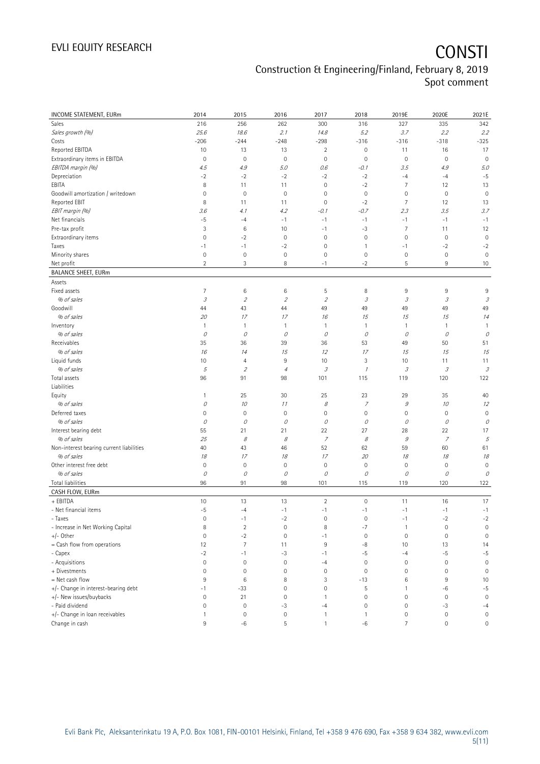# EVLI EQUITY RESEARCH

# CONSTI

## Construction & Engineering/Finland, February 8, 2019
## Spot comment

| INCOME STATEMENT, EURm | 2014 | 2015 | 2016 | 2017 | 2018 | 2019E | 2020E | 2021E |
|---|---|---|---|---|---|---|---|---|
| Sales | 216 | 256 | 262 | 300 | 316 | 327 | 335 | 342 |
| *Sales growth (%)* | *25.6* | *18.6* | *2.1* | *14.8* | *5.2* | *3.7* | *2.2* | *2.2* |
| Costs | -206 | -244 | -248 | -298 | -316 | -316 | -318 | -325 |
| Reported EBITDA | 10 | 13 | 13 | 2 | 0 | 11 | 16 | 17 |
| Extraordinary items in EBITDA | 0 | 0 | 0 | 0 | 0 | 0 | 0 | 0 |
| *EBITDA margin (%)* | *4.5* | *4.9* | *5.0* | *0.6* | *-0.1* | *3.5* | *4.9* | *5.0* |
| Depreciation | -2 | -2 | -2 | -2 | -2 | -4 | -4 | -5 |
| EBITA | 8 | 11 | 11 | 0 | -2 | 7 | 12 | 13 |
| Goodwill amortization / writedown | 0 | 0 | 0 | 0 | 0 | 0 | 0 | 0 |
| Reported EBIT | 8 | 11 | 11 | 0 | -2 | 7 | 12 | 13 |
| *EBIT margin (%)* | *3.6* | *4.1* | *4.2* | *-0.1* | *-0.7* | *2.3* | *3.5* | *3.7* |
| Net financials | -5 | -4 | -1 | -1 | -1 | -1 | -1 | -1 |
| Pre-tax profit | 3 | 6 | 10 | -1 | -3 | 7 | 11 | 12 |
| Extraordinary items | 0 | -2 | 0 | 0 | 0 | 0 | 0 | 0 |
| Taxes | -1 | -1 | -2 | 0 | 1 | -1 | -2 | -2 |
| Minority shares | 0 | 0 | 0 | 0 | 0 | 0 | 0 | 0 |
| Net profit | 2 | 3 | 8 | -1 | -2 | 5 | 9 | 10 |
| **BALANCE SHEET, EURm** | | | | | | | | |
| Assets | | | | | | | | |
| Fixed assets | 7 | 6 | 6 | 5 | 8 | 9 | 9 | 9 |
| *% of sales* | *3* | *2* | *2* | *2* | *3* | *3* | *3* | *3* |
| Goodwill | 44 | 43 | 44 | 49 | 49 | 49 | 49 | 49 |
| *% of sales* | *20* | *17* | *17* | *16* | *15* | *15* | *15* | *14* |
| Inventory | 1 | 1 | 1 | 1 | 1 | 1 | 1 | 1 |
| *% of sales* | *0* | *0* | *0* | *0* | *0* | *0* | *0* | *0* |
| Receivables | 35 | 36 | 39 | 36 | 53 | 49 | 50 | 51 |
| *% of sales* | *16* | *14* | *15* | *12* | *17* | *15* | *15* | *15* |
| Liquid funds | 10 | 4 | 9 | 10 | 3 | 10 | 11 | 11 |
| *% of sales* | *5* | *2* | *4* | *3* | *1* | *3* | *3* | *3* |
| Total assets | 96 | 91 | 98 | 101 | 115 | 119 | 120 | 122 |
| Liabilities | | | | | | | | |
| Equity | 1 | 25 | 30 | 25 | 23 | 29 | 35 | 40 |
| *% of sales* | *0* | *10* | *11* | *8* | *7* | *9* | *10* | *12* |
| Deferred taxes | 0 | 0 | 0 | 0 | 0 | 0 | 0 | 0 |
| *% of sales* | *0* | *0* | *0* | *0* | *0* | *0* | *0* | *0* |
| Interest bearing debt | 55 | 21 | 21 | 22 | 27 | 28 | 22 | 17 |
| *% of sales* | *25* | *8* | *8* | *7* | *8* | *9* | *7* | *5* |
| Non-interest bearing current liabilities | 40 | 43 | 46 | 52 | 62 | 59 | 60 | 61 |
| *% of sales* | *18* | *17* | *18* | *17* | *20* | *18* | *18* | *18* |
| Other interest free debt | 0 | 0 | 0 | 0 | 0 | 0 | 0 | 0 |
| *% of sales* | *0* | *0* | *0* | *0* | *0* | *0* | *0* | *0* |
| Total liabilities | 96 | 91 | 98 | 101 | 115 | 119 | 120 | 122 |
| **CASH FLOW, EURm** | | | | | | | | |
| + EBITDA | 10 | 13 | 13 | 2 | 0 | 11 | 16 | 17 |
| - Net financial items | -5 | -4 | -1 | -1 | -1 | -1 | -1 | -1 |
| - Taxes | 0 | -1 | -2 | 0 | 0 | -1 | -2 | -2 |
| - Increase in Net Working Capital | 8 | 2 | 0 | 8 | -7 | 1 | 0 | 0 |
| +/- Other | 0 | -2 | 0 | -1 | 0 | 0 | 0 | 0 |
| = Cash flow from operations | 12 | 7 | 11 | 9 | -8 | 10 | 13 | 14 |
| - Capex | -2 | -1 | -3 | -1 | -5 | -4 | -5 | -5 |
| - Acquisitions | 0 | 0 | 0 | -4 | 0 | 0 | 0 | 0 |
| + Divestments | 0 | 0 | 0 | 0 | 0 | 0 | 0 | 0 |
| = Net cash flow | 9 | 6 | 8 | 3 | -13 | 6 | 9 | 10 |
| +/- Change in interest-bearing debt | -1 | -33 | 0 | 0 | 5 | 1 | -6 | -5 |
| +/- New issues/buybacks | 0 | 21 | 0 | 1 | 0 | 0 | 0 | 0 |
| - Paid dividend | 0 | 0 | -3 | -4 | 0 | 0 | -3 | -4 |
| +/- Change in loan receivables | 1 | 0 | 0 | 1 | 1 | 0 | 0 | 0 |
| Change in cash | 9 | -6 | 5 | 1 | -6 | 7 | 0 | 0 |

Evli Bank Plc, Aleksanterinkatu 19 A, P.O. Box 1081, FIN-00101 Helsinki, Finland, Tel +358 9 476 690, Fax +358 9 634 382, www.evli.com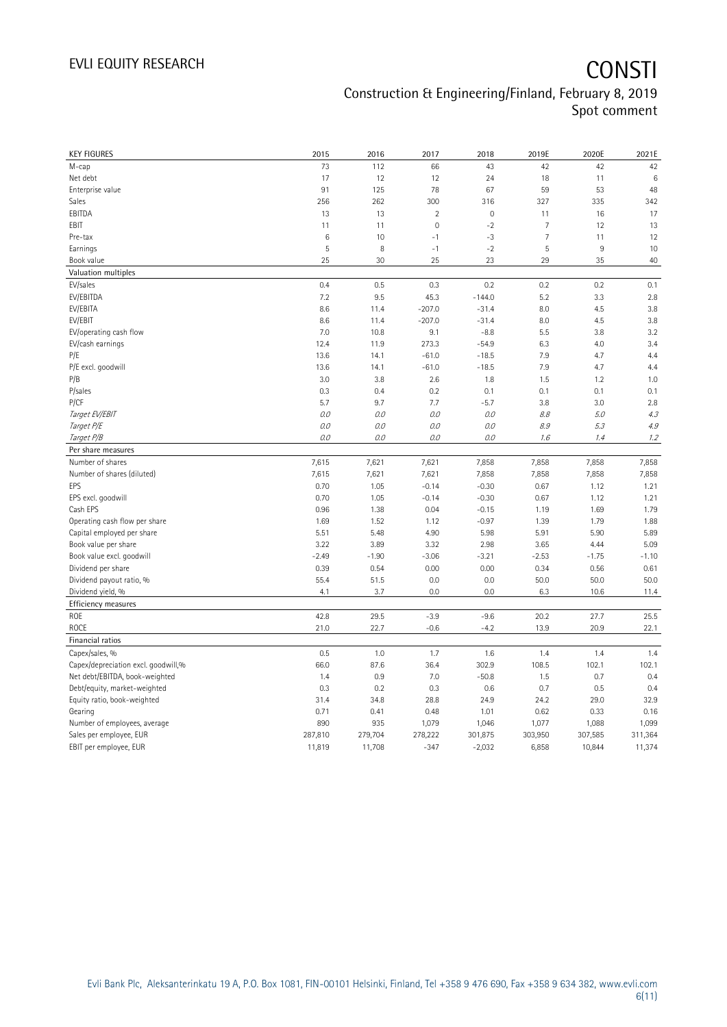# CONSTI

## Construction & Engineering/Finland, February 8, 2019
## Spot comment

| KEY FIGURES | 2015 | 2016 | 2017 | 2018 | 2019E | 2020E | 2021E |
|---|---|---|---|---|---|---|---|
| M-cap | 73 | 112 | 66 | 43 | 42 | 42 | 42 |
| Net debt | 17 | 12 | 12 | 24 | 18 | 11 | 6 |
| Enterprise value | 91 | 125 | 78 | 67 | 59 | 53 | 48 |
| Sales | 256 | 262 | 300 | 316 | 327 | 335 | 342 |
| EBITDA | 13 | 13 | 2 | 0 | 11 | 16 | 17 |
| EBIT | 11 | 11 | 0 | -2 | 7 | 12 | 13 |
| Pre-tax | 6 | 10 | -1 | -3 | 7 | 11 | 12 |
| Earnings | 5 | 8 | -1 | -2 | 5 | 9 | 10 |
| Book value | 25 | 30 | 25 | 23 | 29 | 35 | 40 |
| **Valuation multiples** | | | | | | | |
| EV/sales | 0.4 | 0.5 | 0.3 | 0.2 | 0.2 | 0.2 | 0.1 |
| EV/EBITDA | 7.2 | 9.5 | 45.3 | -144.0 | 5.2 | 3.3 | 2.8 |
| EV/EBITA | 8.6 | 11.4 | -207.0 | -31.4 | 8.0 | 4.5 | 3.8 |
| EV/EBIT | 8.6 | 11.4 | -207.0 | -31.4 | 8.0 | 4.5 | 3.8 |
| EV/operating cash flow | 7.0 | 10.8 | 9.1 | -8.8 | 5.5 | 3.8 | 3.2 |
| EV/cash earnings | 12.4 | 11.9 | 273.3 | -54.9 | 6.3 | 4.0 | 3.4 |
| P/E | 13.6 | 14.1 | -61.0 | -18.5 | 7.9 | 4.7 | 4.4 |
| P/E excl. goodwill | 13.6 | 14.1 | -61.0 | -18.5 | 7.9 | 4.7 | 4.4 |
| P/B | 3.0 | 3.8 | 2.6 | 1.8 | 1.5 | 1.2 | 1.0 |
| P/sales | 0.3 | 0.4 | 0.2 | 0.1 | 0.1 | 0.1 | 0.1 |
| P/CF | 5.7 | 9.7 | 7.7 | -5.7 | 3.8 | 3.0 | 2.8 |
| *Target EV/EBIT* | *0.0* | *0.0* | *0.0* | *0.0* | *8.8* | *5.0* | *4.3* |
| *Target P/E* | *0.0* | *0.0* | *0.0* | *0.0* | *8.9* | *5.3* | *4.9* |
| *Target P/B* | *0.0* | *0.0* | *0.0* | *0.0* | *1.6* | *1.4* | *1.2* |
| **Per share measures** | | | | | | | |
| Number of shares | 7,615 | 7,621 | 7,621 | 7,858 | 7,858 | 7,858 | 7,858 |
| Number of shares (diluted) | 7,615 | 7,621 | 7,621 | 7,858 | 7,858 | 7,858 | 7,858 |
| EPS | 0.70 | 1.05 | -0.14 | -0.30 | 0.67 | 1.12 | 1.21 |
| EPS excl. goodwill | 0.70 | 1.05 | -0.14 | -0.30 | 0.67 | 1.12 | 1.21 |
| Cash EPS | 0.96 | 1.38 | 0.04 | -0.15 | 1.19 | 1.69 | 1.79 |
| Operating cash flow per share | 1.69 | 1.52 | 1.12 | -0.97 | 1.39 | 1.79 | 1.88 |
| Capital employed per share | 5.51 | 5.48 | 4.90 | 5.98 | 5.91 | 5.90 | 5.89 |
| Book value per share | 3.22 | 3.89 | 3.32 | 2.98 | 3.65 | 4.44 | 5.09 |
| Book value excl. goodwill | -2.49 | -1.90 | -3.06 | -3.21 | -2.53 | -1.75 | -1.10 |
| Dividend per share | 0.39 | 0.54 | 0.00 | 0.00 | 0.34 | 0.56 | 0.61 |
| Dividend payout ratio, % | 55.4 | 51.5 | 0.0 | 0.0 | 50.0 | 50.0 | 50.0 |
| Dividend yield, % | 4.1 | 3.7 | 0.0 | 0.0 | 6.3 | 10.6 | 11.4 |
| **Efficiency measures** | | | | | | | |
| ROE | 42.8 | 29.5 | -3.9 | -9.6 | 20.2 | 27.7 | 25.5 |
| ROCE | 21.0 | 22.7 | -0.6 | -4.2 | 13.9 | 20.9 | 22.1 |
| **Financial ratios** | | | | | | | |
| Capex/sales, % | 0.5 | 1.0 | 1.7 | 1.6 | 1.4 | 1.4 | 1.4 |
| Capex/depreciation excl. goodwill,% | 66.0 | 87.6 | 36.4 | 302.9 | 108.5 | 102.1 | 102.1 |
| Net debt/EBITDA, book-weighted | 1.4 | 0.9 | 7.0 | -50.8 | 1.5 | 0.7 | 0.4 |
| Debt/equity, market-weighted | 0.3 | 0.2 | 0.3 | 0.6 | 0.7 | 0.5 | 0.4 |
| Equity ratio, book-weighted | 31.4 | 34.8 | 28.8 | 24.9 | 24.2 | 29.0 | 32.9 |
| Gearing | 0.71 | 0.41 | 0.48 | 1.01 | 0.62 | 0.33 | 0.16 |
| Number of employees, average | 890 | 935 | 1,079 | 1,046 | 1,077 | 1,088 | 1,099 |
| Sales per employee, EUR | 287,810 | 279,704 | 278,222 | 301,875 | 303,950 | 307,585 | 311,364 |
| EBIT per employee, EUR | 11,819 | 11,708 | -347 | -2,032 | 6,858 | 10,844 | 11,374 |

Evli Bank Plc, Aleksanterinkatu 19 A, P.O. Box 1081, FIN-00101 Helsinki, Finland, Tel +358 9 476 690, Fax +358 9 634 382, www.evli.com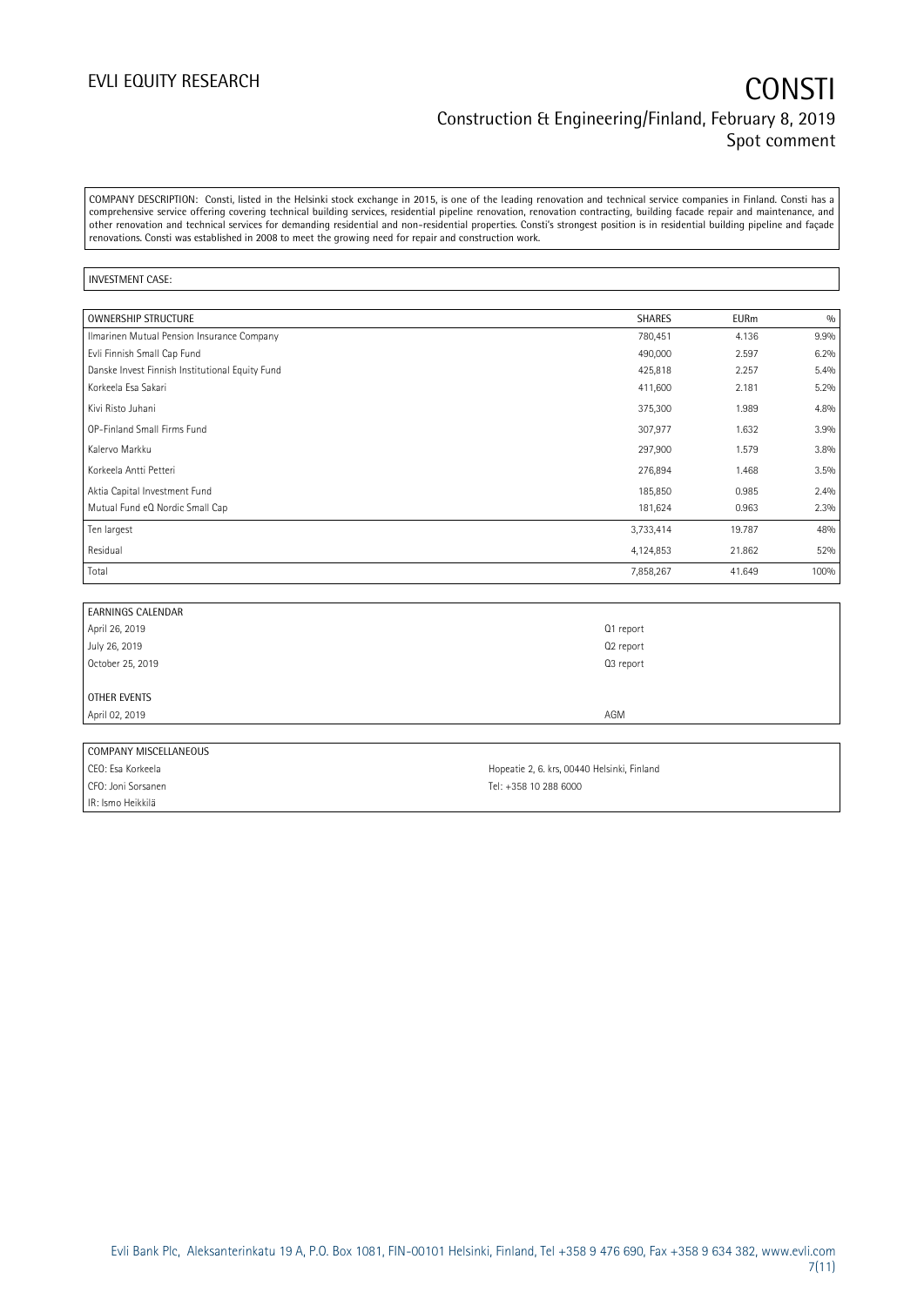COMPANY DESCRIPTION: Consti, listed in the Helsinki stock exchange in 2015, is one of the leading renovation and technical service companies in Finland. Consti has a comprehensive service offering covering technical building services, residential pipeline renovation, renovation contracting, building facade repair and maintenance, and other renovation and technical services for demanding residential and non-residential properties. Consti's strongest position is in residential building pipeline and façade renovations. Consti was established in 2008 to meet the growing need for repair and construction work.

INVESTMENT CASE:

| OWNERSHIP STRUCTURE | SHARES | EURm | % |
|---|---|---|---|
| Ilmarinen Mutual Pension Insurance Company | 780,451 | 4.136 | 9.9% |
| Evli Finnish Small Cap Fund | 490,000 | 2.597 | 6.2% |
| Danske Invest Finnish Institutional Equity Fund | 425,818 | 2.257 | 5.4% |
| Korkeela Esa Sakari | 411,600 | 2.181 | 5.2% |
| Kivi Risto Juhani | 375,300 | 1.989 | 4.8% |
| OP-Finland Small Firms Fund | 307,977 | 1.632 | 3.9% |
| Kalervo Markku | 297,900 | 1.579 | 3.8% |
| Korkeela Antti Petteri | 276,894 | 1.468 | 3.5% |
| Aktia Capital Investment Fund | 185,850 | 0.985 | 2.4% |
| Mutual Fund eQ Nordic Small Cap | 181,624 | 0.963 | 2.3% |
| Ten largest | 3,733,414 | 19.787 | 48% |
| Residual | 4,124,853 | 21.862 | 52% |
| Total | 7,858,267 | 41.649 | 100% |

| EARNINGS CALENDAR | |
|---|---|
| April 26, 2019 | Q1 report |
| July 26, 2019 | Q2 report |
| October 25, 2019 | Q3 report |
| | |
| OTHER EVENTS | |
| April 02, 2019 | AGM |

| COMPANY MISCELLANEOUS | |
|---|---|
| CEO: Esa Korkeela | Hopeatie 2, 6. krs, 00440 Helsinki, Finland |
| CFO: Joni Sorsanen | Tel: +358 10 288 6000 |
| IR: Ismo Heikkilä | |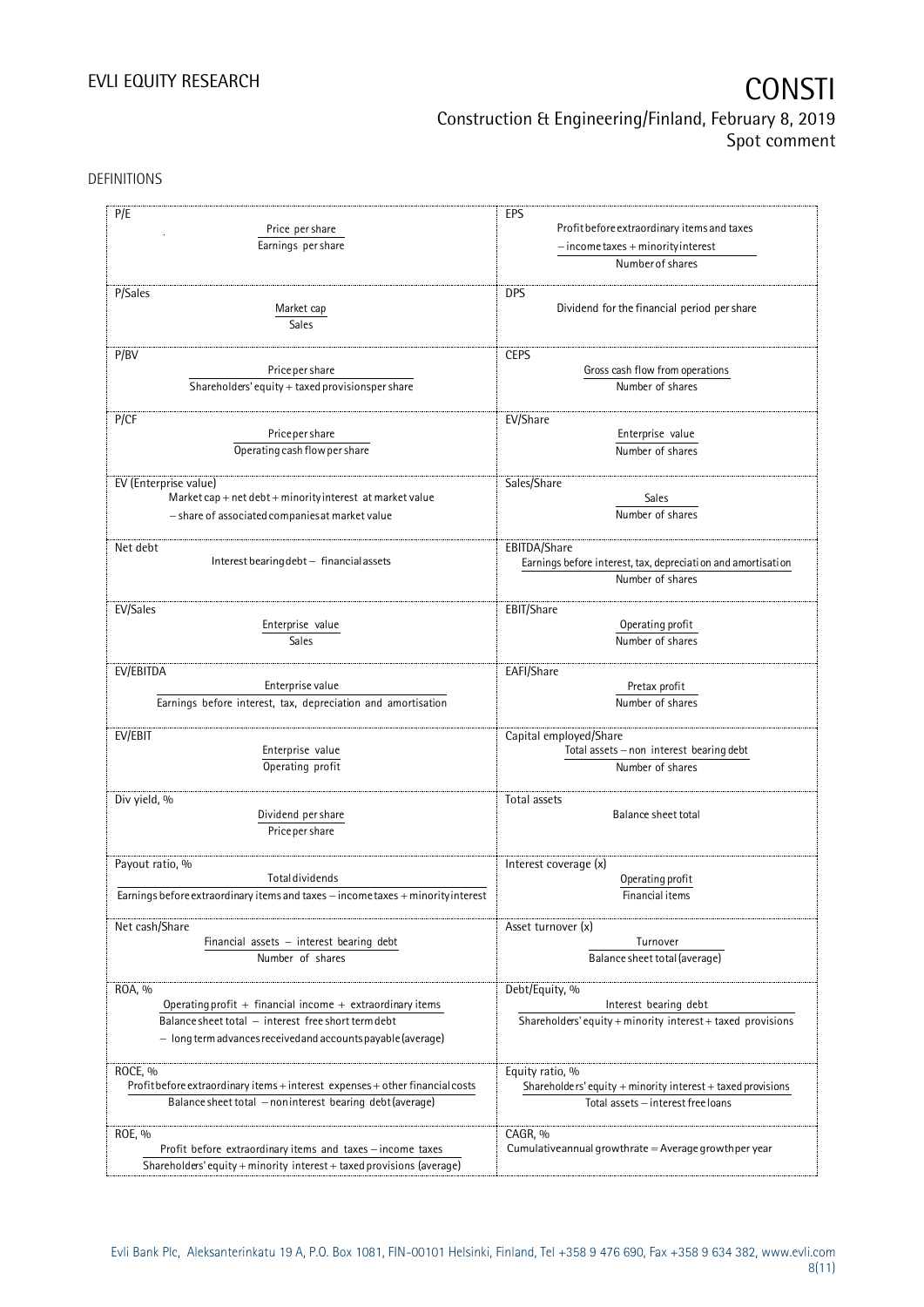DEFINITIONS

| | |
|---|---|
| **P/E**<br>$$\frac{\text{Price per share}}{\text{Earnings per share}}$$ | **EPS**<br>$$\frac{\text{Profit before extraordinary items and taxes} - \text{income taxes} + \text{minority interest}}{\text{Number of shares}}$$ |
| **P/Sales**<br>$$\frac{\text{Market cap}}{\text{Sales}}$$ | **DPS**<br>Dividend for the financial period per share |
| **P/BV**<br>$$\frac{\text{Price per share}}{\text{Shareholders' equity} + \text{taxed provisions per share}}$$ | **CEPS**<br>$$\frac{\text{Gross cash flow from operations}}{\text{Number of shares}}$$ |
| **P/CF**<br>$$\frac{\text{Price per share}}{\text{Operating cash flow per share}}$$ | **EV/Share**<br>$$\frac{\text{Enterprise value}}{\text{Number of shares}}$$ |
| **EV (Enterprise value)**<br>Market cap + net debt + minority interest at market value − share of associated companies at market value | **Sales/Share**<br>$$\frac{\text{Sales}}{\text{Number of shares}}$$ |
| **Net debt**<br>Interest bearing debt − financial assets | **EBITDA/Share**<br>$$\frac{\text{Earnings before interest, tax, depreciation and amortisation}}{\text{Number of shares}}$$ |
| **EV/Sales**<br>$$\frac{\text{Enterprise value}}{\text{Sales}}$$ | **EBIT/Share**<br>$$\frac{\text{Operating profit}}{\text{Number of shares}}$$ |
| **EV/EBITDA**<br>$$\frac{\text{Enterprise value}}{\text{Earnings before interest, tax, depreciation and amortisation}}$$ | **EAFI/Share**<br>$$\frac{\text{Pretax profit}}{\text{Number of shares}}$$ |
| **EV/EBIT**<br>$$\frac{\text{Enterprise value}}{\text{Operating profit}}$$ | **Capital employed/Share**<br>$$\frac{\text{Total assets} - \text{non interest bearing debt}}{\text{Number of shares}}$$ |
| **Div yield, %**<br>$$\frac{\text{Dividend per share}}{\text{Price per share}}$$ | **Total assets**<br>Balance sheet total |
| **Payout ratio, %**<br>$$\frac{\text{Total dividends}}{\text{Earnings before extraordinary items and taxes} - \text{income taxes} + \text{minority interest}}$$ | **Interest coverage (x)**<br>$$\frac{\text{Operating profit}}{\text{Financial items}}$$ |
| **Net cash/Share**<br>$$\frac{\text{Financial assets} - \text{interest bearing debt}}{\text{Number of shares}}$$ | **Asset turnover (x)**<br>$$\frac{\text{Turnover}}{\text{Balance sheet total (average)}}$$ |
| **ROA, %**<br>$$\frac{\text{Operating profit} + \text{financial income} + \text{extraordinary items}}{\text{Balance sheet total} - \text{interest free short term debt} - \text{long term advances received and accounts payable (average)}}$$ | **Debt/Equity, %**<br>$$\frac{\text{Interest bearing debt}}{\text{Shareholders' equity} + \text{minority interest} + \text{taxed provisions}}$$ |
| **ROCE, %**<br>$$\frac{\text{Profit before extraordinary items} + \text{interest expenses} + \text{other financial costs}}{\text{Balance sheet total} - \text{noninterest bearing debt (average)}}$$ | **Equity ratio, %**<br>$$\frac{\text{Shareholders' equity} + \text{minority interest} + \text{taxed provisions}}{\text{Total assets} - \text{interest free loans}}$$ |
| **ROE, %**<br>$$\frac{\text{Profit before extraordinary items and taxes} - \text{income taxes}}{\text{Shareholders' equity} + \text{minority interest} + \text{taxed provisions (average)}}$$ | **CAGR, %**<br>Cumulative annual growth rate = Average growth per year |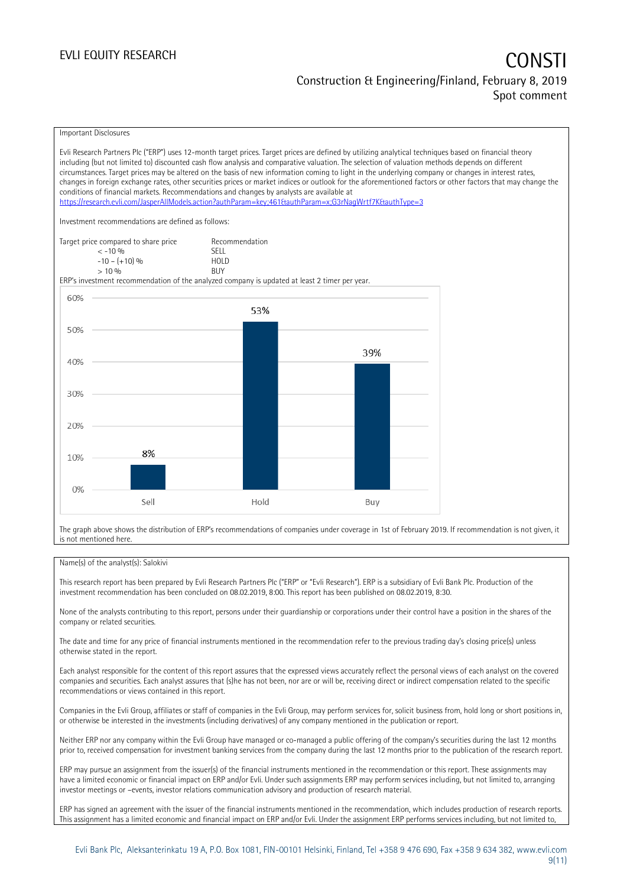Important Disclosures

Evli Research Partners Plc ("ERP") uses 12-month target prices. Target prices are defined by utilizing analytical techniques based on financial theory including (but not limited to) discounted cash flow analysis and comparative valuation. The selection of valuation methods depends on different circumstances. Target prices may be altered on the basis of new information coming to light in the underlying company or changes in interest rates, changes in foreign exchange rates, other securities prices or market indices or outlook for the aforementioned factors or other factors that may change the conditions of financial markets. Recommendations and changes by analysts are available at https://research.evli.com/JasperAllModels.action?authParam=key;461&authParam=x;G3rNagWrtf7K&authType=3

Investment recommendations are defined as follows:

| Target price compared to share price | Recommendation |
|---|---|
| < -10 % | SELL |
| -10 – (+10) % | HOLD |
| > 10 % | BUY |

ERP's investment recommendation of the analyzed company is updated at least 2 timer per year.

| | Sell | Hold | Buy |
|---|---|---|---|
| Share | 8% | 53% | 39% |

The graph above shows the distribution of ERP's recommendations of companies under coverage in 1st of February 2019. If recommendation is not given, it is not mentioned here.

Name(s) of the analyst(s): Salokivi

This research report has been prepared by Evli Research Partners Plc ("ERP" or "Evli Research"). ERP is a subsidiary of Evli Bank Plc. Production of the investment recommendation has been concluded on 08.02.2019, 8:00. This report has been published on 08.02.2019, 8:30.

None of the analysts contributing to this report, persons under their guardianship or corporations under their control have a position in the shares of the company or related securities.

The date and time for any price of financial instruments mentioned in the recommendation refer to the previous trading day's closing price(s) unless otherwise stated in the report.

Each analyst responsible for the content of this report assures that the expressed views accurately reflect the personal views of each analyst on the covered companies and securities. Each analyst assures that (s)he has not been, nor are or will be, receiving direct or indirect compensation related to the specific recommendations or views contained in this report.

Companies in the Evli Group, affiliates or staff of companies in the Evli Group, may perform services for, solicit business from, hold long or short positions in, or otherwise be interested in the investments (including derivatives) of any company mentioned in the publication or report.

Neither ERP nor any company within the Evli Group have managed or co-managed a public offering of the company's securities during the last 12 months prior to, received compensation for investment banking services from the company during the last 12 months prior to the publication of the research report.

ERP may pursue an assignment from the issuer(s) of the financial instruments mentioned in the recommendation or this report. These assignments may have a limited economic or financial impact on ERP and/or Evli. Under such assignments ERP may perform services including, but not limited to, arranging investor meetings or –events, investor relations communication advisory and production of research material.

ERP has signed an agreement with the issuer of the financial instruments mentioned in the recommendation, which includes production of research reports. This assignment has a limited economic and financial impact on ERP and/or Evli. Under the assignment ERP performs services including, but not limited to,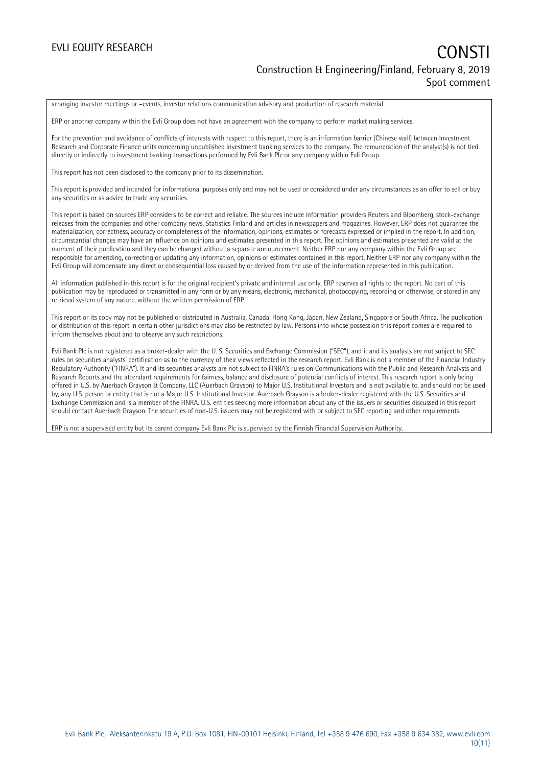arranging investor meetings or –events, investor relations communication advisory and production of research material.

ERP or another company within the Evli Group does not have an agreement with the company to perform market making services.

For the prevention and avoidance of conflicts of interests with respect to this report, there is an information barrier (Chinese wall) between Investment Research and Corporate Finance units concerning unpublished investment banking services to the company. The remuneration of the analyst(s) is not tied directly or indirectly to investment banking transactions performed by Evli Bank Plc or any company within Evli Group.

This report has not been disclosed to the company prior to its dissemination.

This report is provided and intended for informational purposes only and may not be used or considered under any circumstances as an offer to sell or buy any securities or as advice to trade any securities.

This report is based on sources ERP considers to be correct and reliable. The sources include information providers Reuters and Bloomberg, stock-exchange releases from the companies and other company news, Statistics Finland and articles in newspapers and magazines. However, ERP does not guarantee the materialization, correctness, accuracy or completeness of the information, opinions, estimates or forecasts expressed or implied in the report. In addition, circumstantial changes may have an influence on opinions and estimates presented in this report. The opinions and estimates presented are valid at the moment of their publication and they can be changed without a separate announcement. Neither ERP nor any company within the Evli Group are responsible for amending, correcting or updating any information, opinions or estimates contained in this report. Neither ERP nor any company within the Evli Group will compensate any direct or consequential loss caused by or derived from the use of the information represented in this publication.

All information published in this report is for the original recipient's private and internal use only. ERP reserves all rights to the report. No part of this publication may be reproduced or transmitted in any form or by any means, electronic, mechanical, photocopying, recording or otherwise, or stored in any retrieval system of any nature, without the written permission of ERP.

This report or its copy may not be published or distributed in Australia, Canada, Hong Kong, Japan, New Zealand, Singapore or South Africa. The publication or distribution of this report in certain other jurisdictions may also be restricted by law. Persons into whose possession this report comes are required to inform themselves about and to observe any such restrictions.

Evli Bank Plc is not registered as a broker-dealer with the U. S. Securities and Exchange Commission ("SEC"), and it and its analysts are not subject to SEC rules on securities analysts' certification as to the currency of their views reflected in the research report. Evli Bank is not a member of the Financial Industry Regulatory Authority ("FINRA"). It and its securities analysts are not subject to FINRA's rules on Communications with the Public and Research Analysts and Research Reports and the attendant requirements for fairness, balance and disclosure of potential conflicts of interest. This research report is only being offered in U.S. by Auerbach Grayson & Company, LLC (Auerbach Grayson) to Major U.S. Institutional Investors and is not available to, and should not be used by, any U.S. person or entity that is not a Major U.S. Institutional Investor. Auerbach Grayson is a broker-dealer registered with the U.S. Securities and Exchange Commission and is a member of the FINRA. U.S. entities seeking more information about any of the issuers or securities discussed in this report should contact Auerbach Grayson. The securities of non-U.S. issuers may not be registered with or subject to SEC reporting and other requirements.

ERP is not a supervised entity but its parent company Evli Bank Plc is supervised by the Finnish Financial Supervision Authority.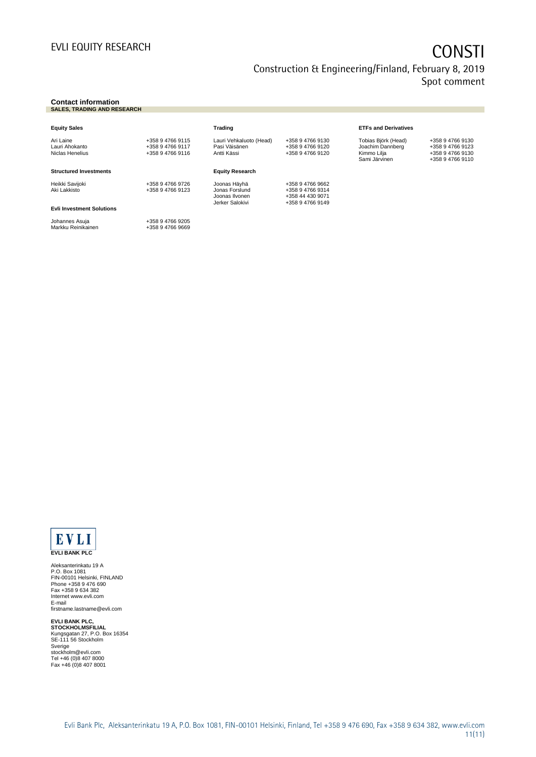**Contact information**
**SALES, TRADING AND RESEARCH**

| | | | | | |
|---|---|---|---|---|---|
| **Equity Sales** | | **Trading** | | **ETFs and Derivatives** | |
| Ari Laine | +358 9 4766 9115 | Lauri Vehkaluoto (Head) | +358 9 4766 9130 | Tobias Björk (Head) | +358 9 4766 9130 |
| Lauri Ahokanto | +358 9 4766 9117 | Pasi Väisänen | +358 9 4766 9120 | Joachim Dannberg | +358 9 4766 9123 |
| Niclas Henelius | +358 9 4766 9116 | Antti Kässi | +358 9 4766 9120 | Kimmo Lilja | +358 9 4766 9130 |
| | | | | Sami Järvinen | +358 9 4766 9110 |
| **Structured Investments** | | **Equity Research** | | | |
| Heikki Savijoki | +358 9 4766 9726 | Joonas Häyhä | +358 9 4766 9662 | | |
| Aki Lakkisto | +358 9 4766 9123 | Jonas Forslund | +358 9 4766 9314 | | |
| | | Joonas Ilvonen | +358 44 430 9071 | | |
| | | Jerker Salokivi | +358 9 4766 9149 | | |
| **Evli Investment Solutions** | | | | | |
| Johannes Asuja | +358 9 4766 9205 | | | | |
| Markku Reinikainen | +358 9 4766 9669 | | | | |

**EVLI BANK PLC**

Aleksanterinkatu 19 A
P.O. Box 1081
FIN-00101 Helsinki, FINLAND
Phone +358 9 476 690
Fax +358 9 634 382
Internet www.evli.com
E-mail
firstname.lastname@evli.com

**EVLI BANK PLC, STOCKHOLMSFILIAL**
Kungsgatan 27, P.O. Box 16354
SE-111 56 Stockholm
Sverige
stockholm@evli.com
Tel +46 (0)8 407 8000
Fax +46 (0)8 407 8001